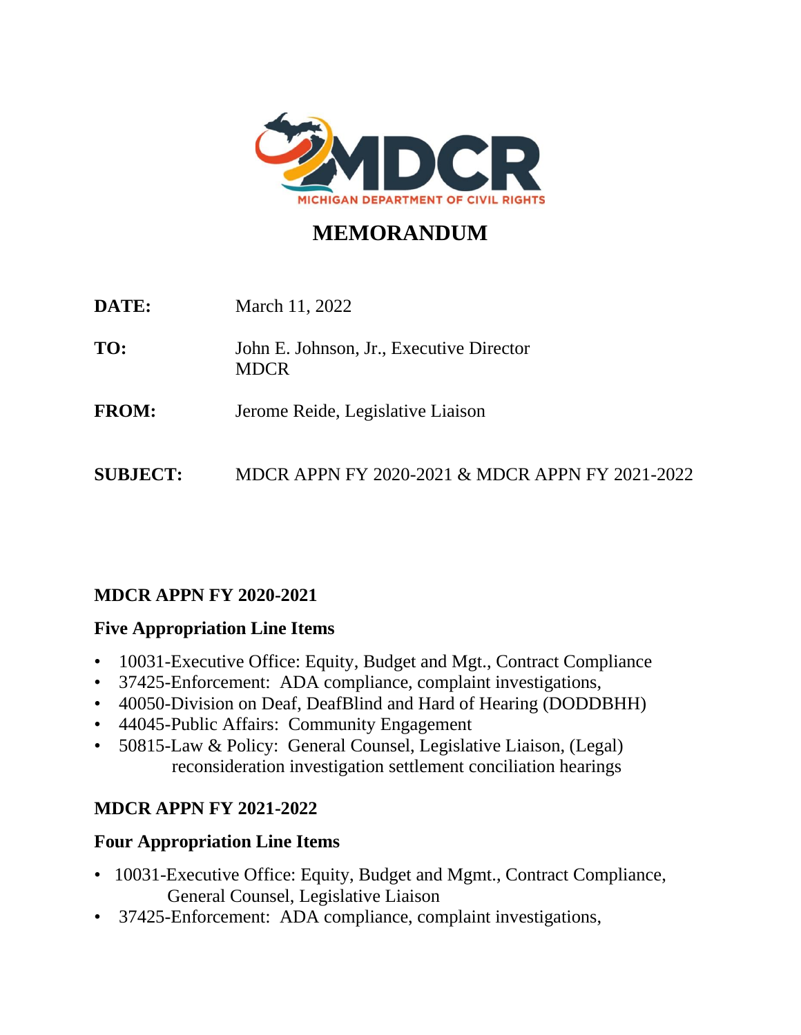MDCR
MICHIGAN DEPARTMENT OF CIVIL RIGHTS

# MEMORANDUM

**DATE:** March 11, 2022

**TO:** John E. Johnson, Jr., Executive Director
MDCR

**FROM:** Jerome Reide, Legislative Liaison

**SUBJECT:** MDCR APPN FY 2020-2021 & MDCR APPN FY 2021-2022

## MDCR APPN FY 2020-2021

### Five Appropriation Line Items

- 10031-Executive Office: Equity, Budget and Mgt., Contract Compliance
- 37425-Enforcement: ADA compliance, complaint investigations,
- 40050-Division on Deaf, DeafBlind and Hard of Hearing (DODDBHH)
- 44045-Public Affairs: Community Engagement
- 50815-Law & Policy: General Counsel, Legislative Liaison, (Legal) reconsideration investigation settlement conciliation hearings

## MDCR APPN FY 2021-2022

### Four Appropriation Line Items

- 10031-Executive Office: Equity, Budget and Mgmt., Contract Compliance, General Counsel, Legislative Liaison
- 37425-Enforcement: ADA compliance, complaint investigations,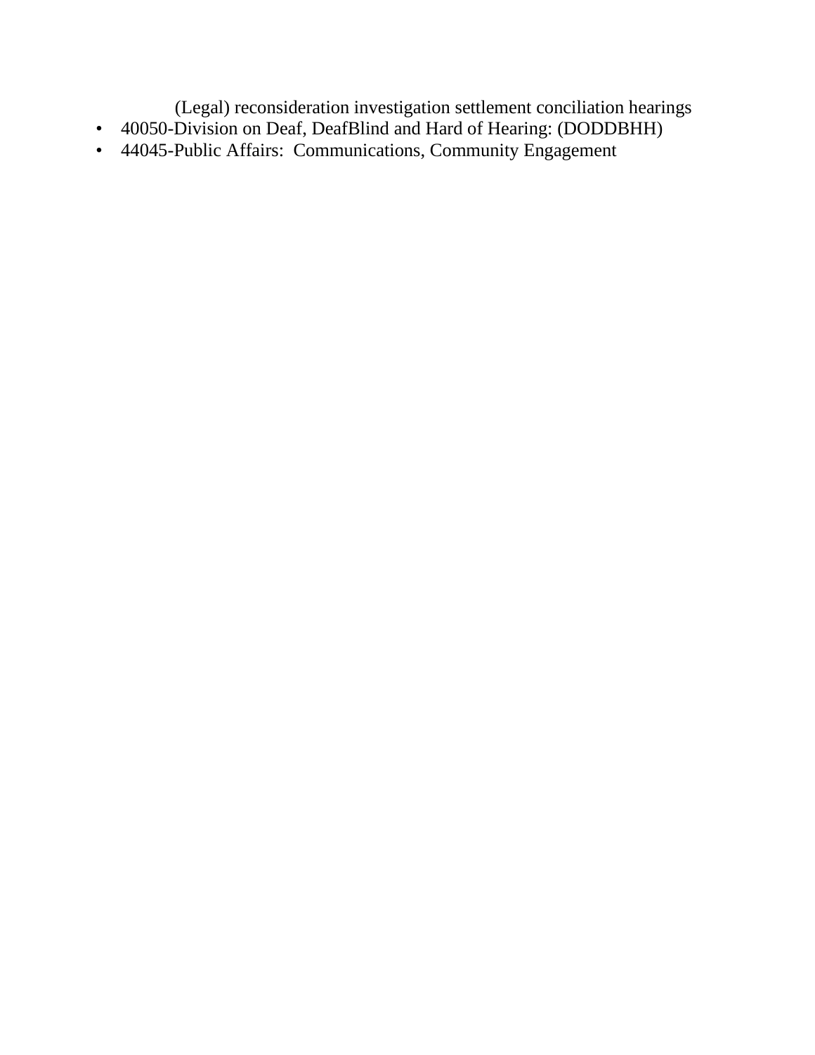(Legal) reconsideration investigation settlement conciliation hearings

- 40050-Division on Deaf, DeafBlind and Hard of Hearing: (DODDBHH)
- 44045-Public Affairs: Communications, Community Engagement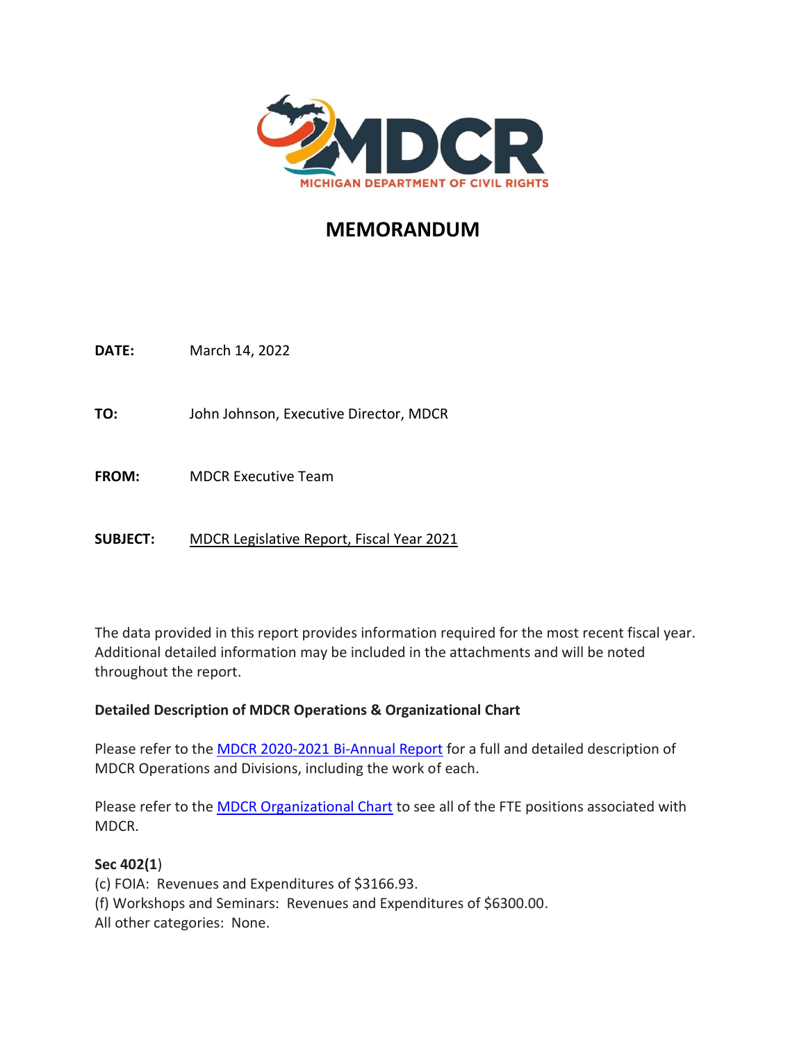MICHIGAN DEPARTMENT OF CIVIL RIGHTS

# MEMORANDUM

**DATE:** March 14, 2022

**TO:** John Johnson, Executive Director, MDCR

**FROM:** MDCR Executive Team

**SUBJECT:** MDCR Legislative Report, Fiscal Year 2021

The data provided in this report provides information required for the most recent fiscal year. Additional detailed information may be included in the attachments and will be noted throughout the report.

**Detailed Description of MDCR Operations & Organizational Chart**

Please refer to the MDCR 2020-2021 Bi-Annual Report for a full and detailed description of MDCR Operations and Divisions, including the work of each.

Please refer to the MDCR Organizational Chart to see all of the FTE positions associated with MDCR.

**Sec 402(1)**
(c) FOIA: Revenues and Expenditures of $3166.93.
(f) Workshops and Seminars: Revenues and Expenditures of $6300.00.
All other categories: None.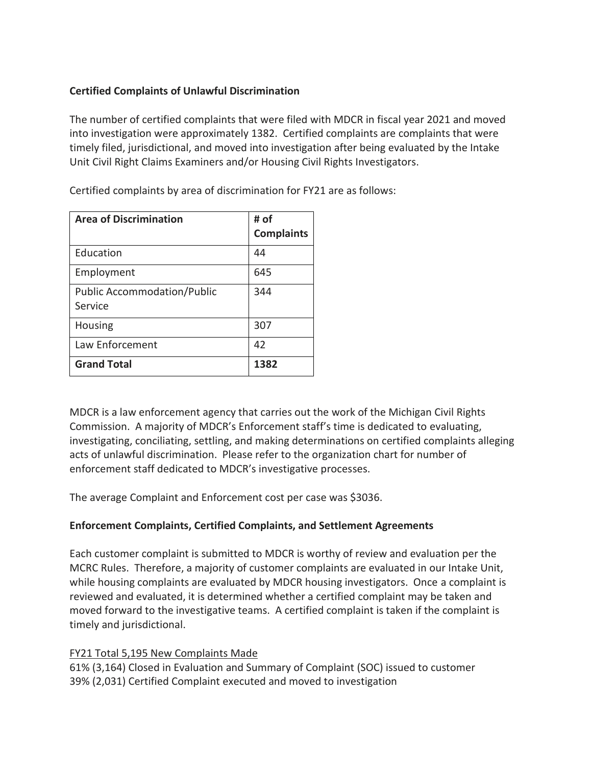**Certified Complaints of Unlawful Discrimination**

The number of certified complaints that were filed with MDCR in fiscal year 2021 and moved into investigation were approximately 1382. Certified complaints are complaints that were timely filed, jurisdictional, and moved into investigation after being evaluated by the Intake Unit Civil Right Claims Examiners and/or Housing Civil Rights Investigators.

Certified complaints by area of discrimination for FY21 are as follows:

| Area of Discrimination | # of Complaints |
|---|---|
| Education | 44 |
| Employment | 645 |
| Public Accommodation/Public Service | 344 |
| Housing | 307 |
| Law Enforcement | 42 |
| **Grand Total** | **1382** |

MDCR is a law enforcement agency that carries out the work of the Michigan Civil Rights Commission. A majority of MDCR's Enforcement staff's time is dedicated to evaluating, investigating, conciliating, settling, and making determinations on certified complaints alleging acts of unlawful discrimination. Please refer to the organization chart for number of enforcement staff dedicated to MDCR's investigative processes.

The average Complaint and Enforcement cost per case was $3036.

**Enforcement Complaints, Certified Complaints, and Settlement Agreements**

Each customer complaint is submitted to MDCR is worthy of review and evaluation per the MCRC Rules. Therefore, a majority of customer complaints are evaluated in our Intake Unit, while housing complaints are evaluated by MDCR housing investigators. Once a complaint is reviewed and evaluated, it is determined whether a certified complaint may be taken and moved forward to the investigative teams. A certified complaint is taken if the complaint is timely and jurisdictional.

<u>FY21 Total 5,195 New Complaints Made</u>

61% (3,164) Closed in Evaluation and Summary of Complaint (SOC) issued to customer
39% (2,031) Certified Complaint executed and moved to investigation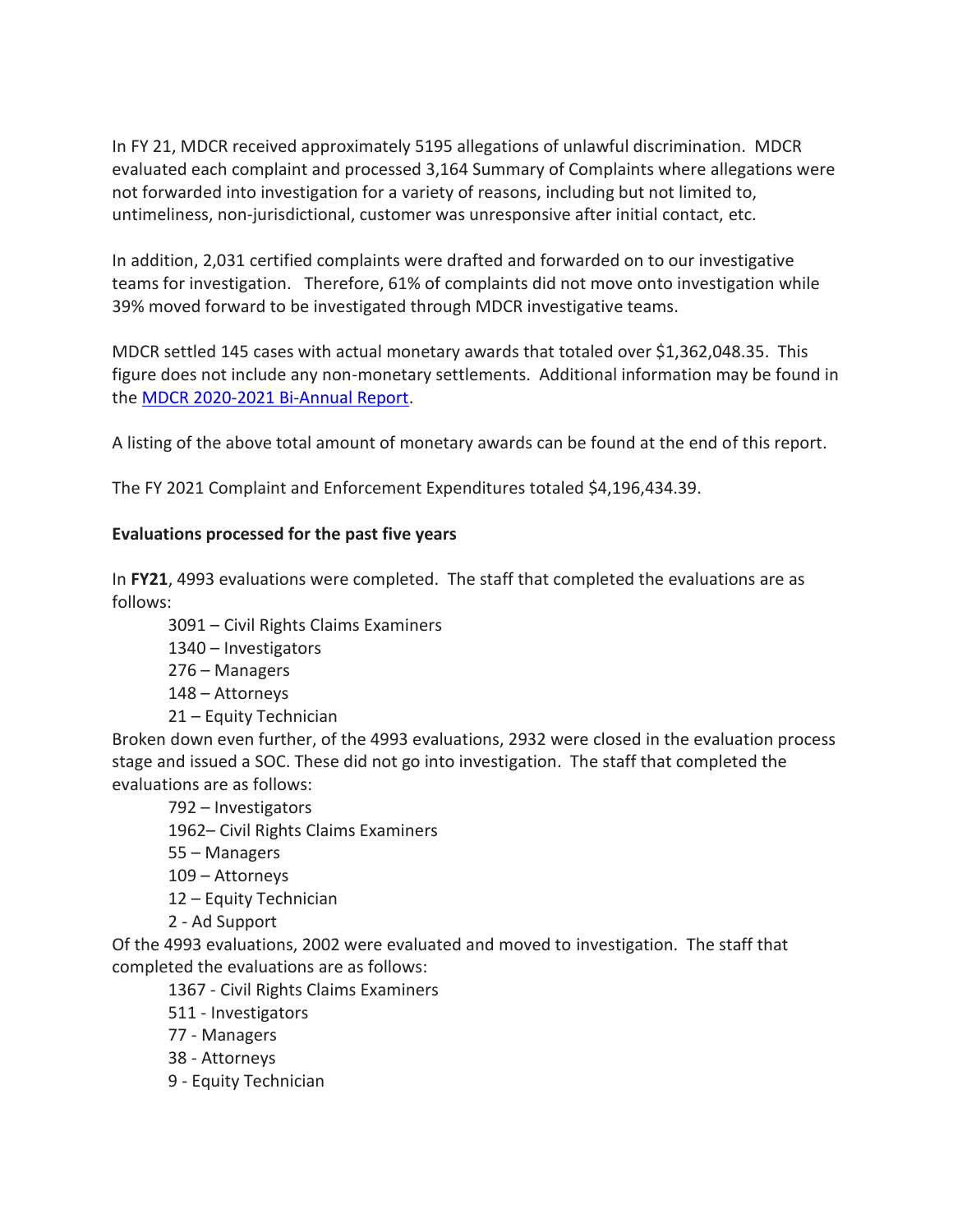In FY 21, MDCR received approximately 5195 allegations of unlawful discrimination. MDCR evaluated each complaint and processed 3,164 Summary of Complaints where allegations were not forwarded into investigation for a variety of reasons, including but not limited to, untimeliness, non-jurisdictional, customer was unresponsive after initial contact, etc.

In addition, 2,031 certified complaints were drafted and forwarded on to our investigative teams for investigation. Therefore, 61% of complaints did not move onto investigation while 39% moved forward to be investigated through MDCR investigative teams.

MDCR settled 145 cases with actual monetary awards that totaled over $1,362,048.35. This figure does not include any non-monetary settlements. Additional information may be found in the [MDCR 2020-2021 Bi-Annual Report](MDCR 2020-2021 Bi-Annual Report).

A listing of the above total amount of monetary awards can be found at the end of this report.

The FY 2021 Complaint and Enforcement Expenditures totaled $4,196,434.39.

**Evaluations processed for the past five years**

In **FY21**, 4993 evaluations were completed. The staff that completed the evaluations are as follows:

- 3091 – Civil Rights Claims Examiners
- 1340 – Investigators
- 276 – Managers
- 148 – Attorneys
- 21 – Equity Technician

Broken down even further, of the 4993 evaluations, 2932 were closed in the evaluation process stage and issued a SOC. These did not go into investigation. The staff that completed the evaluations are as follows:

- 792 – Investigators
- 1962– Civil Rights Claims Examiners
- 55 – Managers
- 109 – Attorneys
- 12 – Equity Technician
- 2 - Ad Support

Of the 4993 evaluations, 2002 were evaluated and moved to investigation. The staff that completed the evaluations are as follows:

- 1367 - Civil Rights Claims Examiners
- 511 - Investigators
- 77 - Managers
- 38 - Attorneys
- 9 - Equity Technician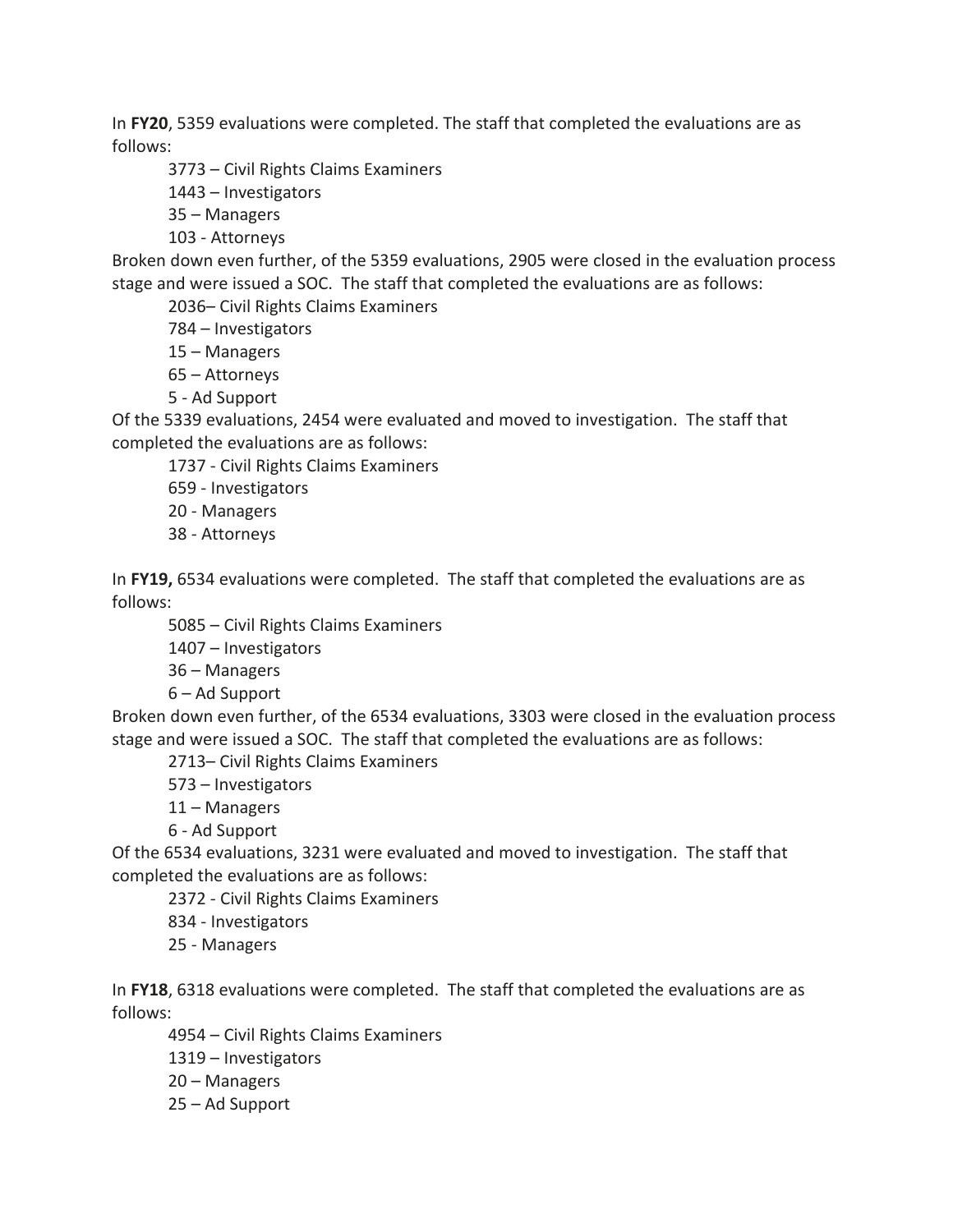In **FY20**, 5359 evaluations were completed. The staff that completed the evaluations are as follows:

3773 – Civil Rights Claims Examiners
1443 – Investigators
35 – Managers
103 - Attorneys

Broken down even further, of the 5359 evaluations, 2905 were closed in the evaluation process stage and were issued a SOC. The staff that completed the evaluations are as follows:

2036– Civil Rights Claims Examiners
784 – Investigators
15 – Managers
65 – Attorneys
5 - Ad Support

Of the 5339 evaluations, 2454 were evaluated and moved to investigation. The staff that completed the evaluations are as follows:

1737 - Civil Rights Claims Examiners
659 - Investigators
20 - Managers
38 - Attorneys

In **FY19,** 6534 evaluations were completed. The staff that completed the evaluations are as follows:

5085 – Civil Rights Claims Examiners
1407 – Investigators
36 – Managers
6 – Ad Support

Broken down even further, of the 6534 evaluations, 3303 were closed in the evaluation process stage and were issued a SOC. The staff that completed the evaluations are as follows:

2713– Civil Rights Claims Examiners
573 – Investigators
11 – Managers
6 - Ad Support

Of the 6534 evaluations, 3231 were evaluated and moved to investigation. The staff that completed the evaluations are as follows:

2372 - Civil Rights Claims Examiners
834 - Investigators
25 - Managers

In **FY18**, 6318 evaluations were completed. The staff that completed the evaluations are as follows:

4954 – Civil Rights Claims Examiners
1319 – Investigators
20 – Managers
25 – Ad Support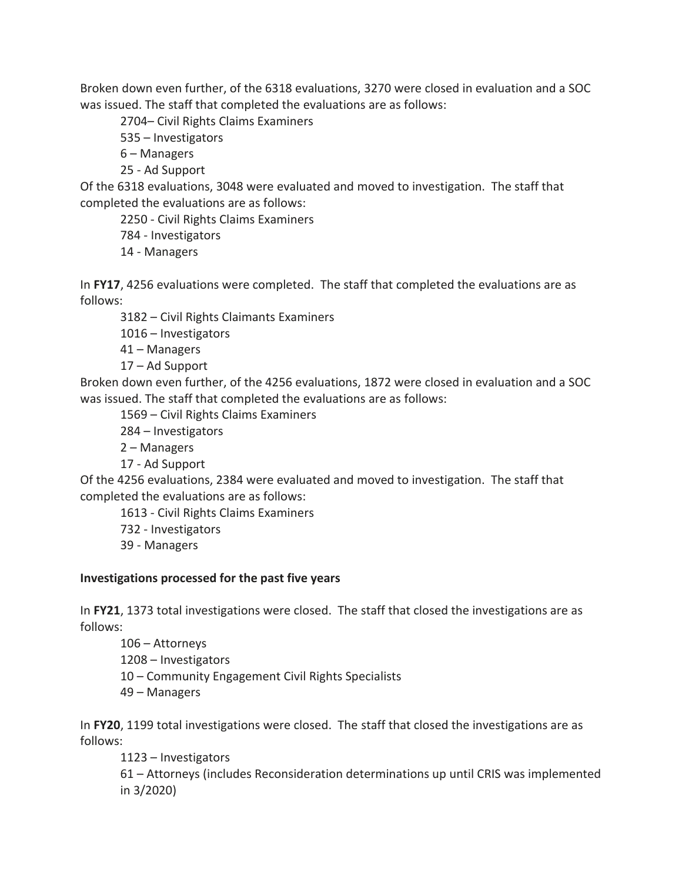Broken down even further, of the 6318 evaluations, 3270 were closed in evaluation and a SOC was issued. The staff that completed the evaluations are as follows:

2704– Civil Rights Claims Examiners  
535 – Investigators  
6 – Managers  
25 - Ad Support

Of the 6318 evaluations, 3048 were evaluated and moved to investigation. The staff that completed the evaluations are as follows:

2250 - Civil Rights Claims Examiners  
784 - Investigators  
14 - Managers

In **FY17**, 4256 evaluations were completed. The staff that completed the evaluations are as follows:

3182 – Civil Rights Claimants Examiners  
1016 – Investigators  
41 – Managers  
17 – Ad Support

Broken down even further, of the 4256 evaluations, 1872 were closed in evaluation and a SOC was issued. The staff that completed the evaluations are as follows:

1569 – Civil Rights Claims Examiners  
284 – Investigators  
2 – Managers  
17 - Ad Support

Of the 4256 evaluations, 2384 were evaluated and moved to investigation. The staff that completed the evaluations are as follows:

1613 - Civil Rights Claims Examiners  
732 - Investigators  
39 - Managers

**Investigations processed for the past five years**

In **FY21**, 1373 total investigations were closed. The staff that closed the investigations are as follows:

106 – Attorneys  
1208 – Investigators  
10 – Community Engagement Civil Rights Specialists  
49 – Managers

In **FY20**, 1199 total investigations were closed. The staff that closed the investigations are as follows:

1123 – Investigators  
61 – Attorneys (includes Reconsideration determinations up until CRIS was implemented in 3/2020)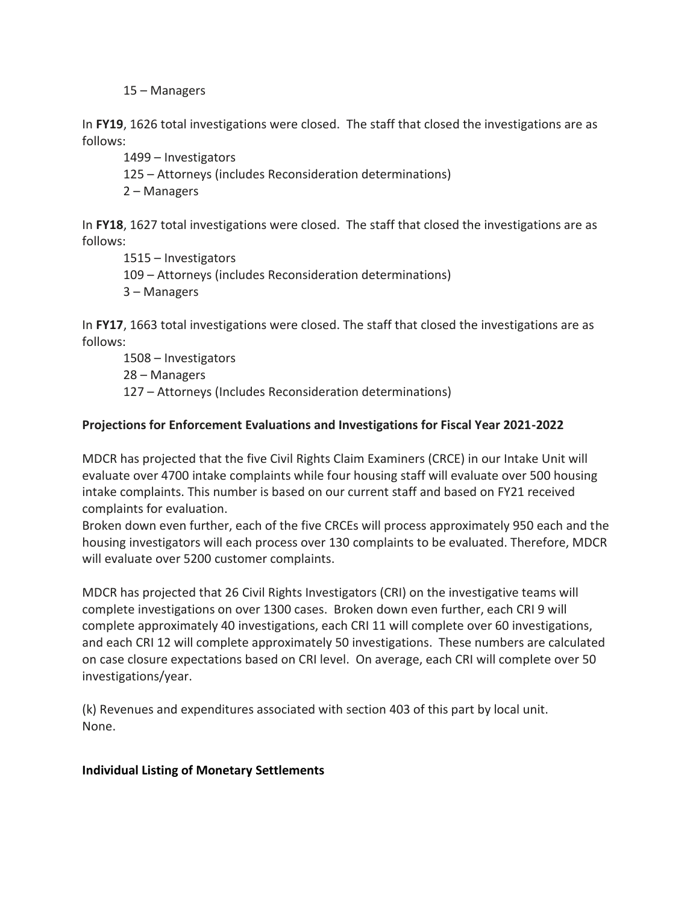15 – Managers

In **FY19**, 1626 total investigations were closed. The staff that closed the investigations are as follows:

1499 – Investigators
125 – Attorneys (includes Reconsideration determinations)
2 – Managers

In **FY18**, 1627 total investigations were closed. The staff that closed the investigations are as follows:

1515 – Investigators
109 – Attorneys (includes Reconsideration determinations)
3 – Managers

In **FY17**, 1663 total investigations were closed. The staff that closed the investigations are as follows:

1508 – Investigators
28 – Managers
127 – Attorneys (Includes Reconsideration determinations)

**Projections for Enforcement Evaluations and Investigations for Fiscal Year 2021-2022**

MDCR has projected that the five Civil Rights Claim Examiners (CRCE) in our Intake Unit will evaluate over 4700 intake complaints while four housing staff will evaluate over 500 housing intake complaints. This number is based on our current staff and based on FY21 received complaints for evaluation.
Broken down even further, each of the five CRCEs will process approximately 950 each and the housing investigators will each process over 130 complaints to be evaluated. Therefore, MDCR will evaluate over 5200 customer complaints.

MDCR has projected that 26 Civil Rights Investigators (CRI) on the investigative teams will complete investigations on over 1300 cases. Broken down even further, each CRI 9 will complete approximately 40 investigations, each CRI 11 will complete over 60 investigations, and each CRI 12 will complete approximately 50 investigations. These numbers are calculated on case closure expectations based on CRI level. On average, each CRI will complete over 50 investigations/year.

(k) Revenues and expenditures associated with section 403 of this part by local unit.
None.

**Individual Listing of Monetary Settlements**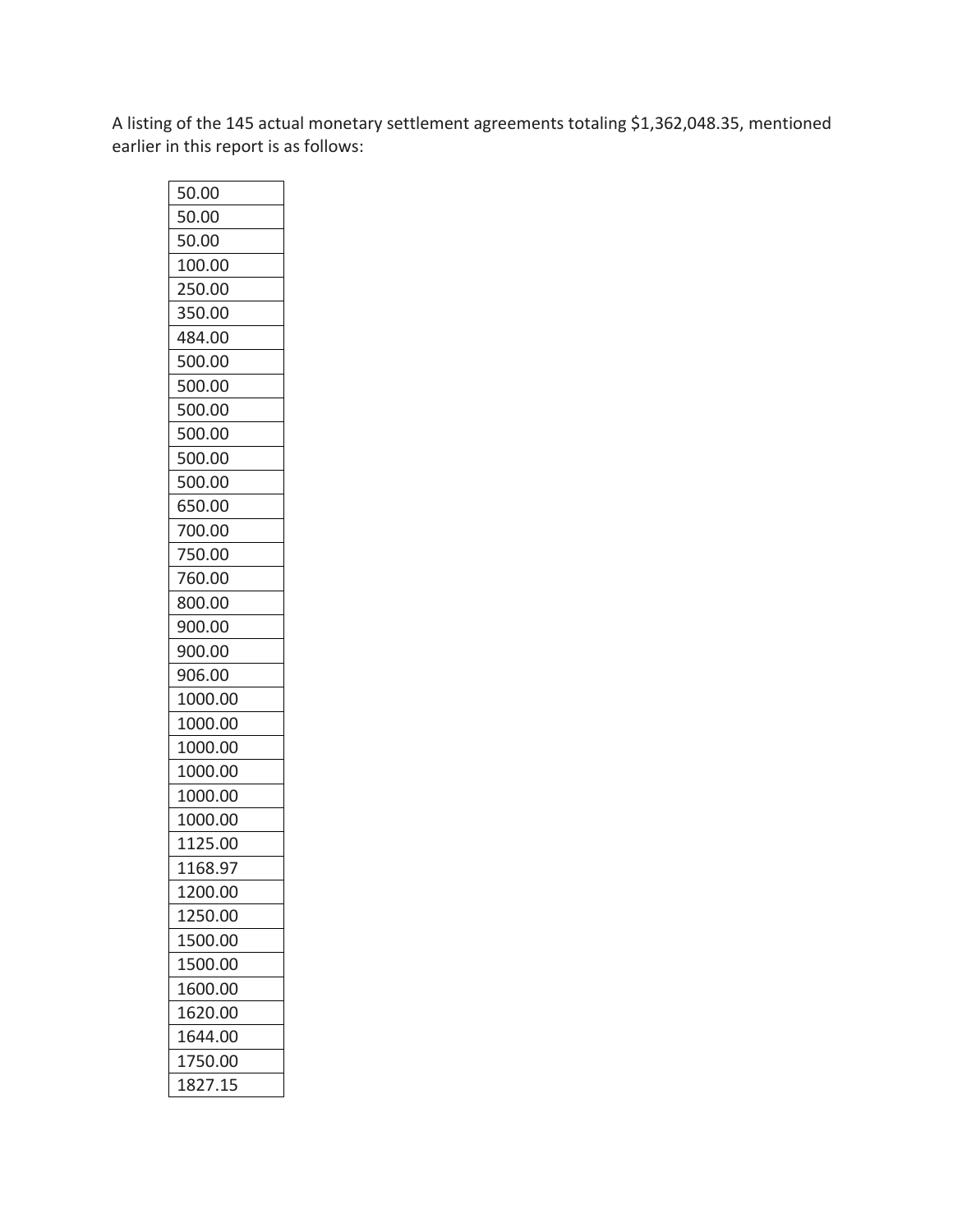A listing of the 145 actual monetary settlement agreements totaling $1,362,048.35, mentioned earlier in this report is as follows:

| |
|---|
| 50.00 |
| 50.00 |
| 50.00 |
| 100.00 |
| 250.00 |
| 350.00 |
| 484.00 |
| 500.00 |
| 500.00 |
| 500.00 |
| 500.00 |
| 500.00 |
| 500.00 |
| 650.00 |
| 700.00 |
| 750.00 |
| 760.00 |
| 800.00 |
| 900.00 |
| 900.00 |
| 906.00 |
| 1000.00 |
| 1000.00 |
| 1000.00 |
| 1000.00 |
| 1000.00 |
| 1000.00 |
| 1125.00 |
| 1168.97 |
| 1200.00 |
| 1250.00 |
| 1500.00 |
| 1500.00 |
| 1600.00 |
| 1620.00 |
| 1644.00 |
| 1750.00 |
| 1827.15 |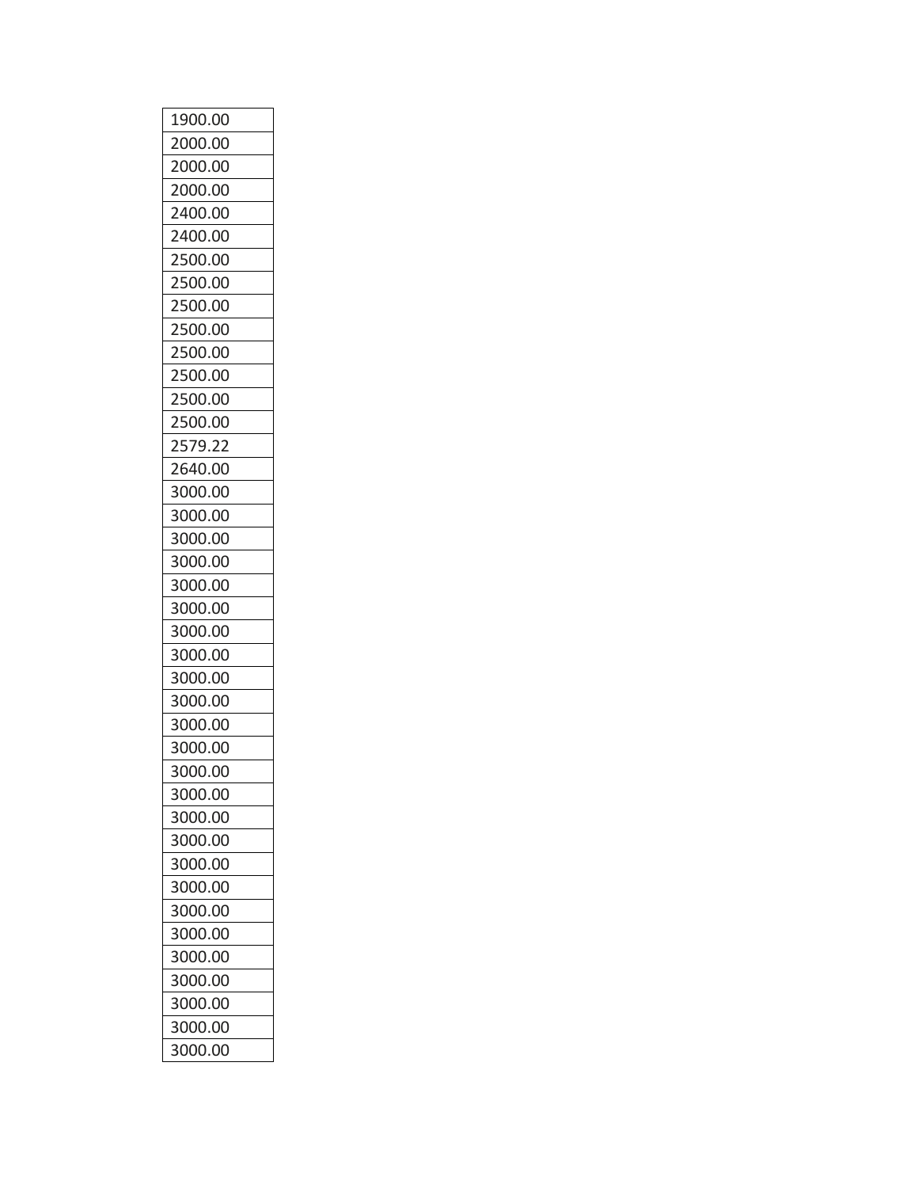| 1900.00 |
|---|
| 2000.00 |
| 2000.00 |
| 2000.00 |
| 2400.00 |
| 2400.00 |
| 2500.00 |
| 2500.00 |
| 2500.00 |
| 2500.00 |
| 2500.00 |
| 2500.00 |
| 2500.00 |
| 2500.00 |
| 2579.22 |
| 2640.00 |
| 3000.00 |
| 3000.00 |
| 3000.00 |
| 3000.00 |
| 3000.00 |
| 3000.00 |
| 3000.00 |
| 3000.00 |
| 3000.00 |
| 3000.00 |
| 3000.00 |
| 3000.00 |
| 3000.00 |
| 3000.00 |
| 3000.00 |
| 3000.00 |
| 3000.00 |
| 3000.00 |
| 3000.00 |
| 3000.00 |
| 3000.00 |
| 3000.00 |
| 3000.00 |
| 3000.00 |
| 3000.00 |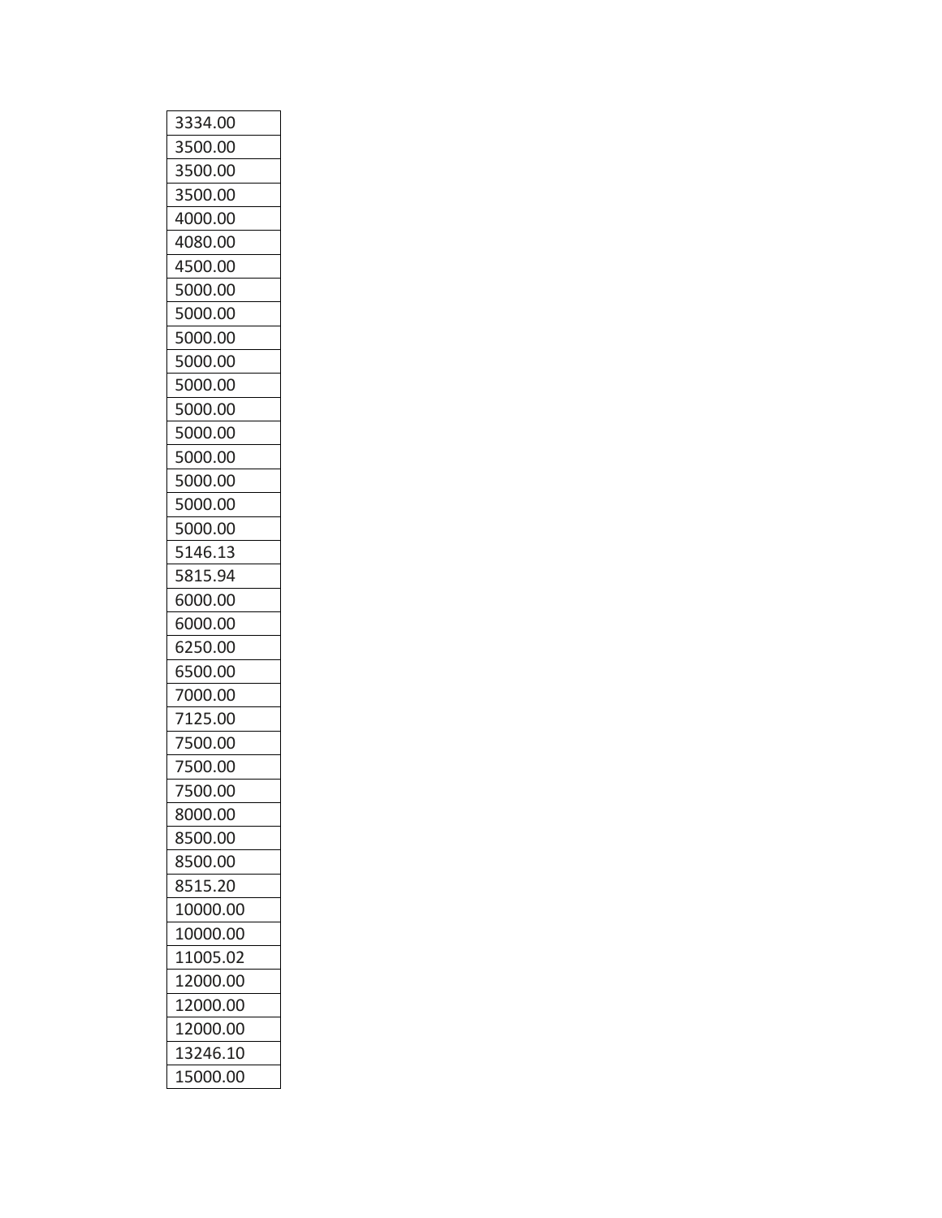| 3334.00 |
|---|
| 3500.00 |
| 3500.00 |
| 3500.00 |
| 4000.00 |
| 4080.00 |
| 4500.00 |
| 5000.00 |
| 5000.00 |
| 5000.00 |
| 5000.00 |
| 5000.00 |
| 5000.00 |
| 5000.00 |
| 5000.00 |
| 5000.00 |
| 5000.00 |
| 5000.00 |
| 5146.13 |
| 5815.94 |
| 6000.00 |
| 6000.00 |
| 6250.00 |
| 6500.00 |
| 7000.00 |
| 7125.00 |
| 7500.00 |
| 7500.00 |
| 7500.00 |
| 8000.00 |
| 8500.00 |
| 8500.00 |
| 8515.20 |
| 10000.00 |
| 10000.00 |
| 11005.02 |
| 12000.00 |
| 12000.00 |
| 12000.00 |
| 13246.10 |
| 15000.00 |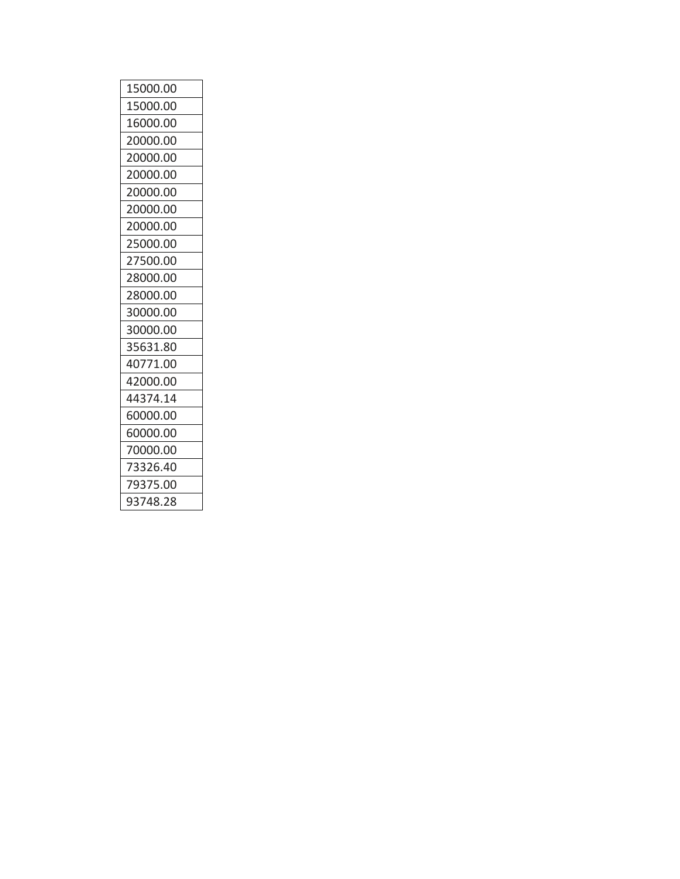| |
|---|
| 15000.00 |
| 15000.00 |
| 16000.00 |
| 20000.00 |
| 20000.00 |
| 20000.00 |
| 20000.00 |
| 20000.00 |
| 20000.00 |
| 25000.00 |
| 27500.00 |
| 28000.00 |
| 28000.00 |
| 30000.00 |
| 30000.00 |
| 35631.80 |
| 40771.00 |
| 42000.00 |
| 44374.14 |
| 60000.00 |
| 60000.00 |
| 70000.00 |
| 73326.40 |
| 79375.00 |
| 93748.28 |